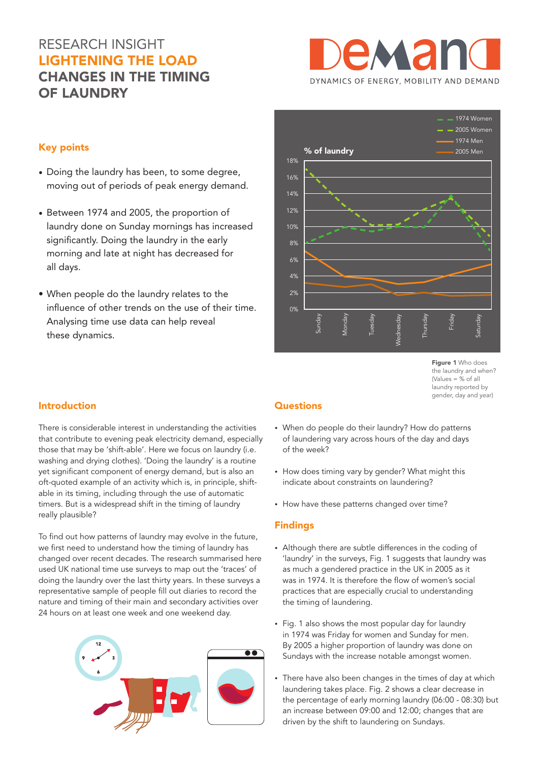# RESEARCH INSIGHT

## LIGHTENING THE LOAD

## CHANGES IN THE TIMING OF LAUNDRY

DeMand — DYNAMICS OF ENERGY, MOBILITY AND DEMAND

### Key points

- Doing the laundry has been, to some degree, moving out of periods of peak energy demand.
- Between 1974 and 2005, the proportion of laundry done on Sunday mornings has increased significantly. Doing the laundry in the early morning and late at night has decreased for all days.
- When people do the laundry relates to the influence of other trends on the use of their time. Analysing time use data can help reveal these dynamics.

**Figure 1** Who does the laundry and when? (Values = % of all laundry reported by gender, day and year)

### Introduction

There is considerable interest in understanding the activities that contribute to evening peak electricity demand, especially those that may be 'shift-able'. Here we focus on laundry (i.e. washing and drying clothes). 'Doing the laundry' is a routine yet significant component of energy demand, but is also an oft-quoted example of an activity which is, in principle, shift-able in its timing, including through the use of automatic timers. But is a widespread shift in the timing of laundry really plausible?

To find out how patterns of laundry may evolve in the future, we first need to understand how the timing of laundry has changed over recent decades. The research summarised here used UK national time use surveys to map out the 'traces' of doing the laundry over the last thirty years. In these surveys a representative sample of people fill out diaries to record the nature and timing of their main and secondary activities over 24 hours on at least one week and one weekend day.

### Questions

- When do people do their laundry? How do patterns of laundering vary across hours of the day and days of the week?
- How does timing vary by gender? What might this indicate about constraints on laundering?
- How have these patterns changed over time?

### Findings

- Although there are subtle differences in the coding of 'laundry' in the surveys, Fig. 1 suggests that laundry was as much a gendered practice in the UK in 2005 as it was in 1974. It is therefore the flow of women's social practices that are especially crucial to understanding the timing of laundering.
- Fig. 1 also shows the most popular day for laundry in 1974 was Friday for women and Sunday for men. By 2005 a higher proportion of laundry was done on Sundays with the increase notable amongst women.
- There have also been changes in the times of day at which laundering takes place. Fig. 2 shows a clear decrease in the percentage of early morning laundry (06:00 - 08:30) but an increase between 09:00 and 12:00; changes that are driven by the shift to laundering on Sundays.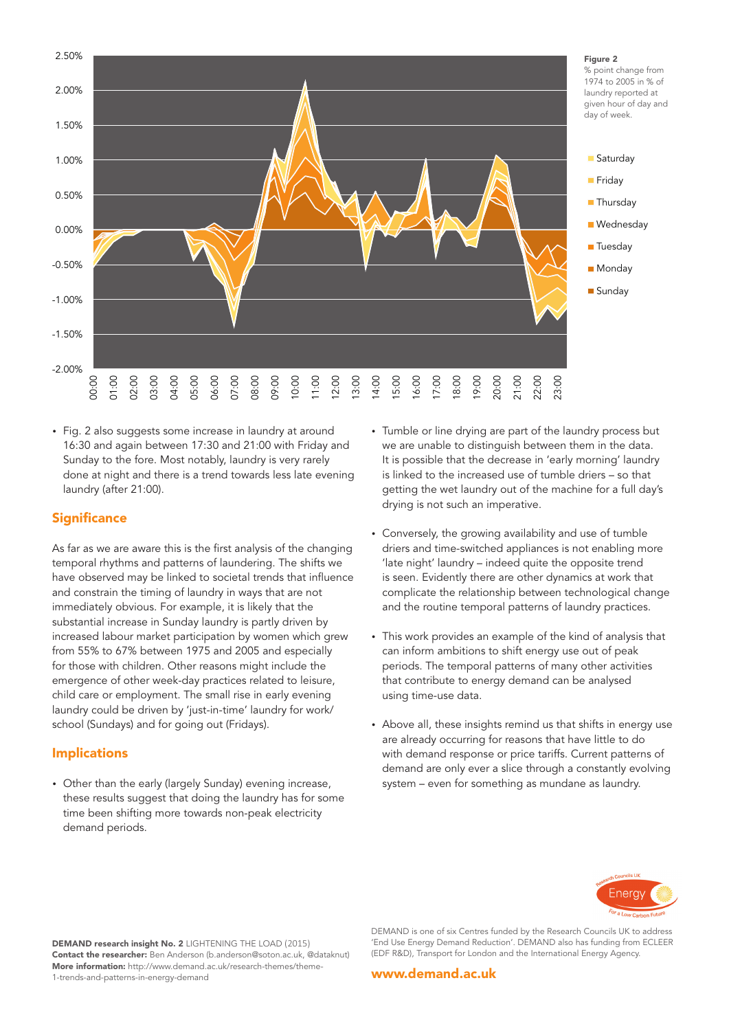2.50%
2.00%
1.50%
1.00%
0.50%
0.00%
-0.50%
-1.00%
-1.50%
-2.00%

00:00 01:00 02:00 03:00 04:00 05:00 06:00 07:00 08:00 09:00 10:00 11:00 12:00 13:00 14:00 15:00 16:00 17:00 18:00 19:00 20:00 21:00 22:00 23:00

Saturday
Friday
Thursday
Wednesday
Tuesday
Monday
Sunday

**Figure 2**
% point change from 1974 to 2005 in % of laundry reported at given hour of day and day of week.

- Fig. 2 also suggests some increase in laundry at around 16:30 and again between 17:30 and 21:00 with Friday and Sunday to the fore. Most notably, laundry is very rarely done at night and there is a trend towards less late evening laundry (after 21:00).

## Significance

As far as we are aware this is the first analysis of the changing temporal rhythms and patterns of laundering. The shifts we have observed may be linked to societal trends that influence and constrain the timing of laundry in ways that are not immediately obvious. For example, it is likely that the substantial increase in Sunday laundry is partly driven by increased labour market participation by women which grew from 55% to 67% between 1975 and 2005 and especially for those with children. Other reasons might include the emergence of other week-day practices related to leisure, child care or employment. The small rise in early evening laundry could be driven by 'just-in-time' laundry for work/school (Sundays) and for going out (Fridays).

## Implications

- Other than the early (largely Sunday) evening increase, these results suggest that doing the laundry has for some time been shifting more towards non-peak electricity demand periods.
- Tumble or line drying are part of the laundry process but we are unable to distinguish between them in the data. It is possible that the decrease in 'early morning' laundry is linked to the increased use of tumble driers – so that getting the wet laundry out of the machine for a full day's drying is not such an imperative.
- Conversely, the growing availability and use of tumble driers and time-switched appliances is not enabling more 'late night' laundry – indeed quite the opposite trend is seen. Evidently there are other dynamics at work that complicate the relationship between technological change and the routine temporal patterns of laundry practices.
- This work provides an example of the kind of analysis that can inform ambitions to shift energy use out of peak periods. The temporal patterns of many other activities that contribute to energy demand can be analysed using time-use data.
- Above all, these insights remind us that shifts in energy use are already occurring for reasons that have little to do with demand response or price tariffs. Current patterns of demand are only ever a slice through a constantly evolving system – even for something as mundane as laundry.

Research Councils UK Energy For a Low Carbon Future

**DEMAND research insight No. 2** LIGHTENING THE LOAD (2015)
**Contact the researcher:** Ben Anderson (b.anderson@soton.ac.uk, @dataknut)
**More information:** http://www.demand.ac.uk/research-themes/theme-1-trends-and-patterns-in-energy-demand

DEMAND is one of six Centres funded by the Research Councils UK to address 'End Use Energy Demand Reduction'. DEMAND also has funding from ECLEER (EDF R&D), Transport for London and the International Energy Agency.

**www.demand.ac.uk**